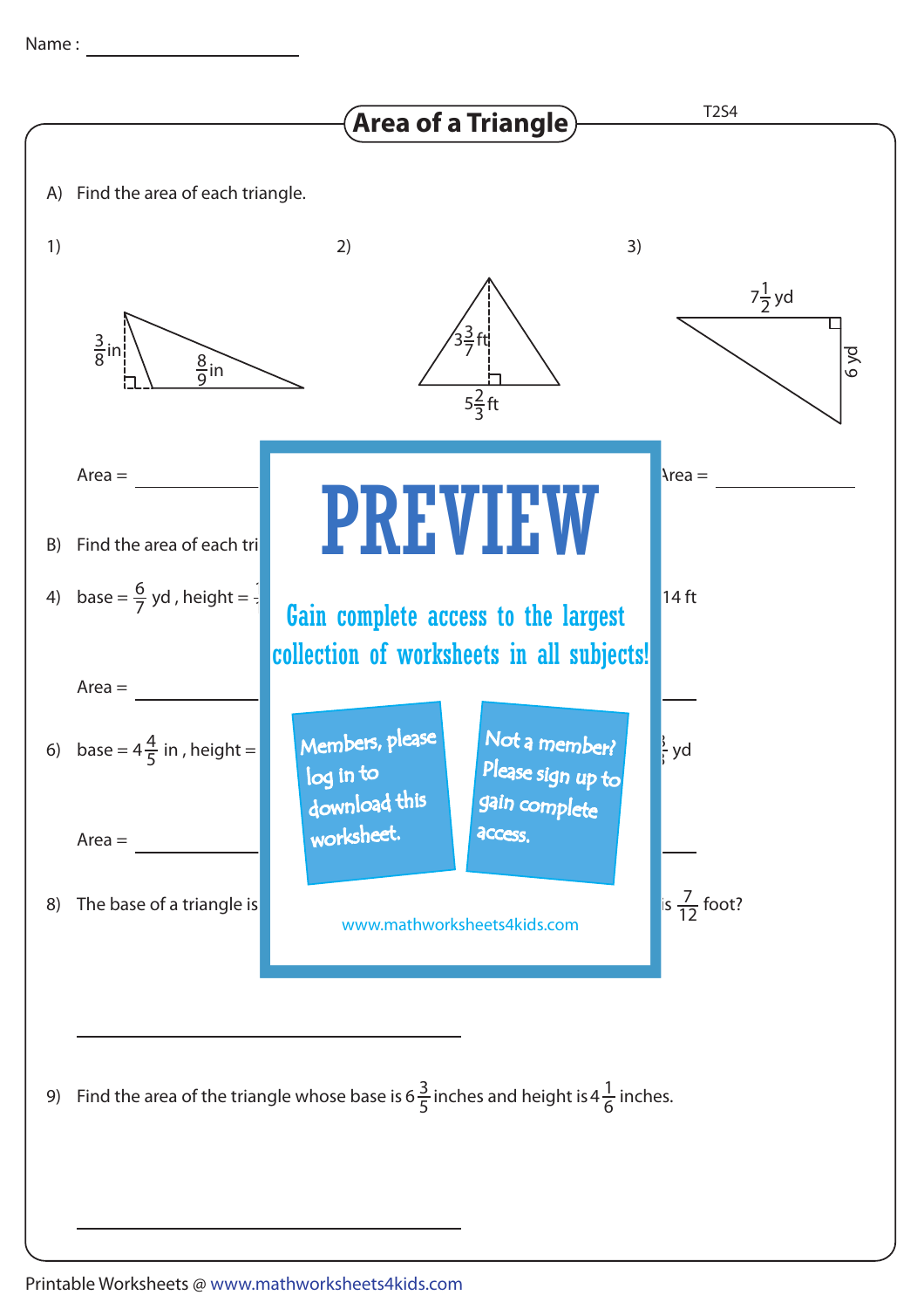Name : ____________________

# Area of a Triangle

A) Find the area of each triangle.

1) $\frac{3}{8}$ in, $\frac{8}{9}$ in

2) $3\frac{3}{7}$ ft, $5\frac{2}{3}$ ft

3) $7\frac{1}{2}$ yd, 6 yd

Area = ____________ Area = ____________

B) Find the area of each tri

4) base = $\frac{6}{7}$ yd , height = 14 ft

Area = ____________

6) base = $4\frac{4}{5}$ in , height = yd

Area = ____________

8) The base of a triangle is is $\frac{7}{12}$ foot?

____________________________

# PREVIEW

Gain complete access to the largest collection of worksheets in all subjects!

Members, please log in to download this worksheet.

Not a member? Please sign up to gain complete access.

www.mathworksheets4kids.com

9) Find the area of the triangle whose base is $6\frac{3}{5}$ inches and height is $4\frac{1}{6}$ inches.

____________________________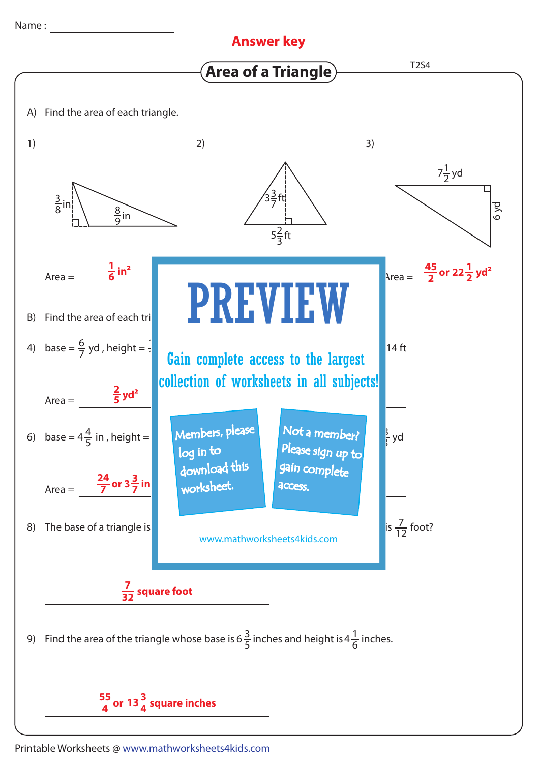Name : ____________________

**Answer key**

# Area of a Triangle

T2S4

A) Find the area of each triangle.

1)

$\frac{3}{8}$ in

$\frac{8}{9}$ in

Area = $\frac{1}{6}$ in²

2)

$3\frac{3}{7}$ ft

$5\frac{2}{3}$ ft

3)

$7\frac{1}{2}$ yd

6 yd

Area = $\frac{45}{2}$ or $22\frac{1}{2}$ yd²

B) Find the area of each tri

4) base = $\frac{6}{7}$ yd , height =

14 ft

Area = $\frac{2}{5}$ yd²

6) base = $4\frac{4}{5}$ in , height =

yd

Area = $\frac{24}{7}$ or $3\frac{3}{7}$ in

8) The base of a triangle is

is $\frac{7}{12}$ foot?

# PREVIEW

Gain complete access to the largest collection of worksheets in all subjects!

Members, please log in to download this worksheet.

Not a member? Please sign up to gain complete access.

www.mathworksheets4kids.com

$\frac{7}{32}$ square foot

9) Find the area of the triangle whose base is $6\frac{3}{5}$ inches and height is $4\frac{1}{6}$ inches.

$\frac{55}{4}$ or $13\frac{3}{4}$ square inches

Printable Worksheets @ www.mathworksheets4kids.com